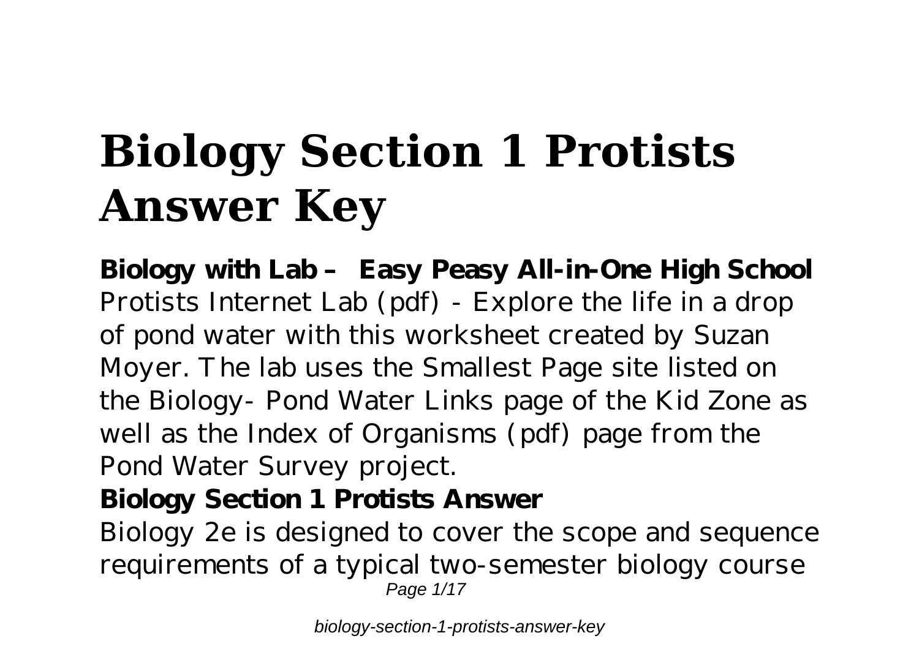# Biology Section 1 Protists Answer Key

**Biology with Lab – Easy Peasy All-in-One High School**

Protists Internet Lab (pdf) - Explore the life in a drop of pond water with this worksheet created by Suzan Moyer. The lab uses the Smallest Page site listed on the Biology- Pond Water Links page of the Kid Zone as well as the Index of Organisms (pdf) page from the Pond Water Survey project.

**Biology Section 1 Protists Answer**

Biology 2e is designed to cover the scope and sequence requirements of a typical two-semester biology course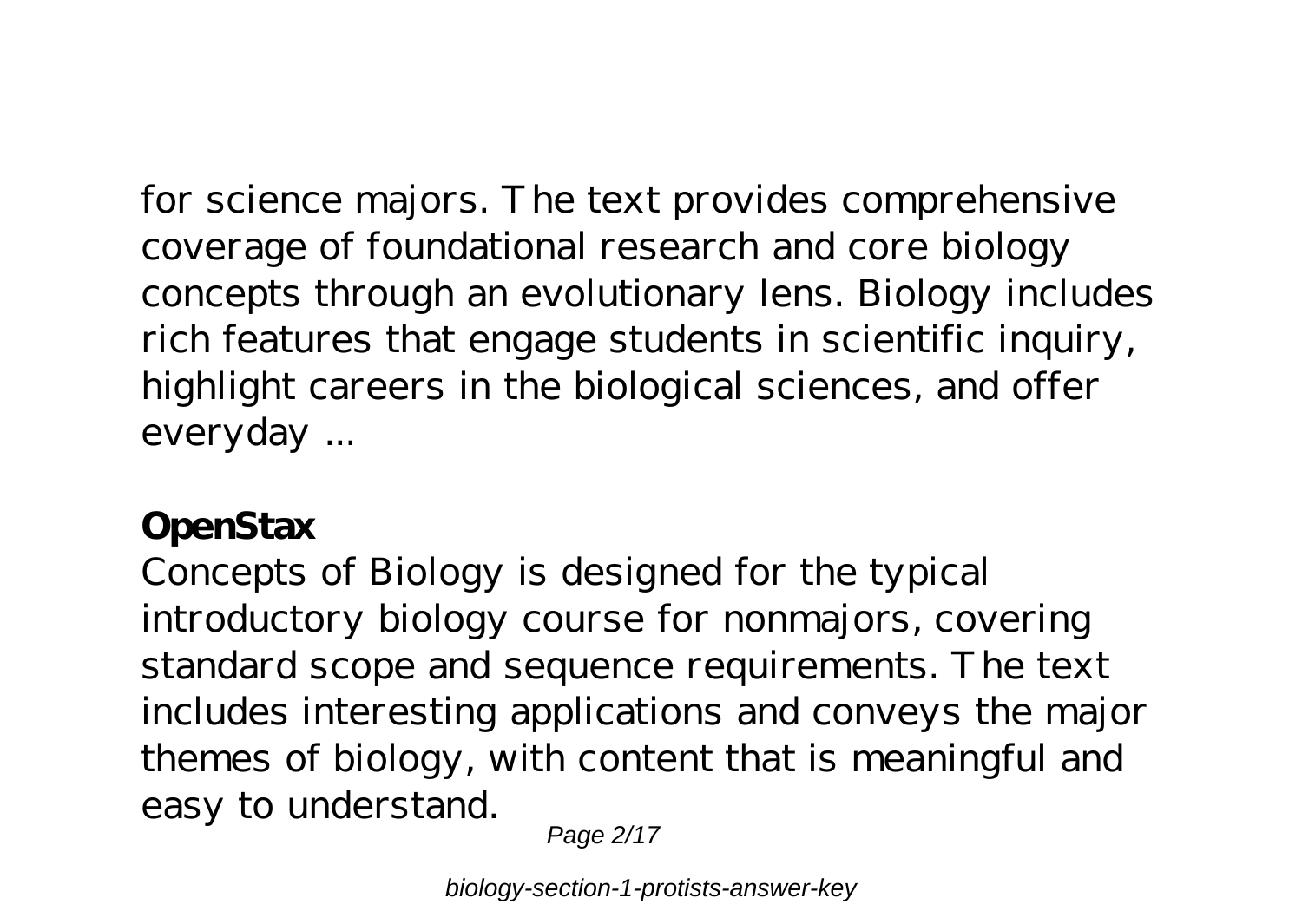for science majors. The text provides comprehensive coverage of foundational research and core biology concepts through an evolutionary lens. Biology includes rich features that engage students in scientific inquiry, highlight careers in the biological sciences, and offer everyday ...

**OpenStax**

Concepts of Biology is designed for the typical introductory biology course for nonmajors, covering standard scope and sequence requirements. The text includes interesting applications and conveys the major themes of biology, with content that is meaningful and easy to understand.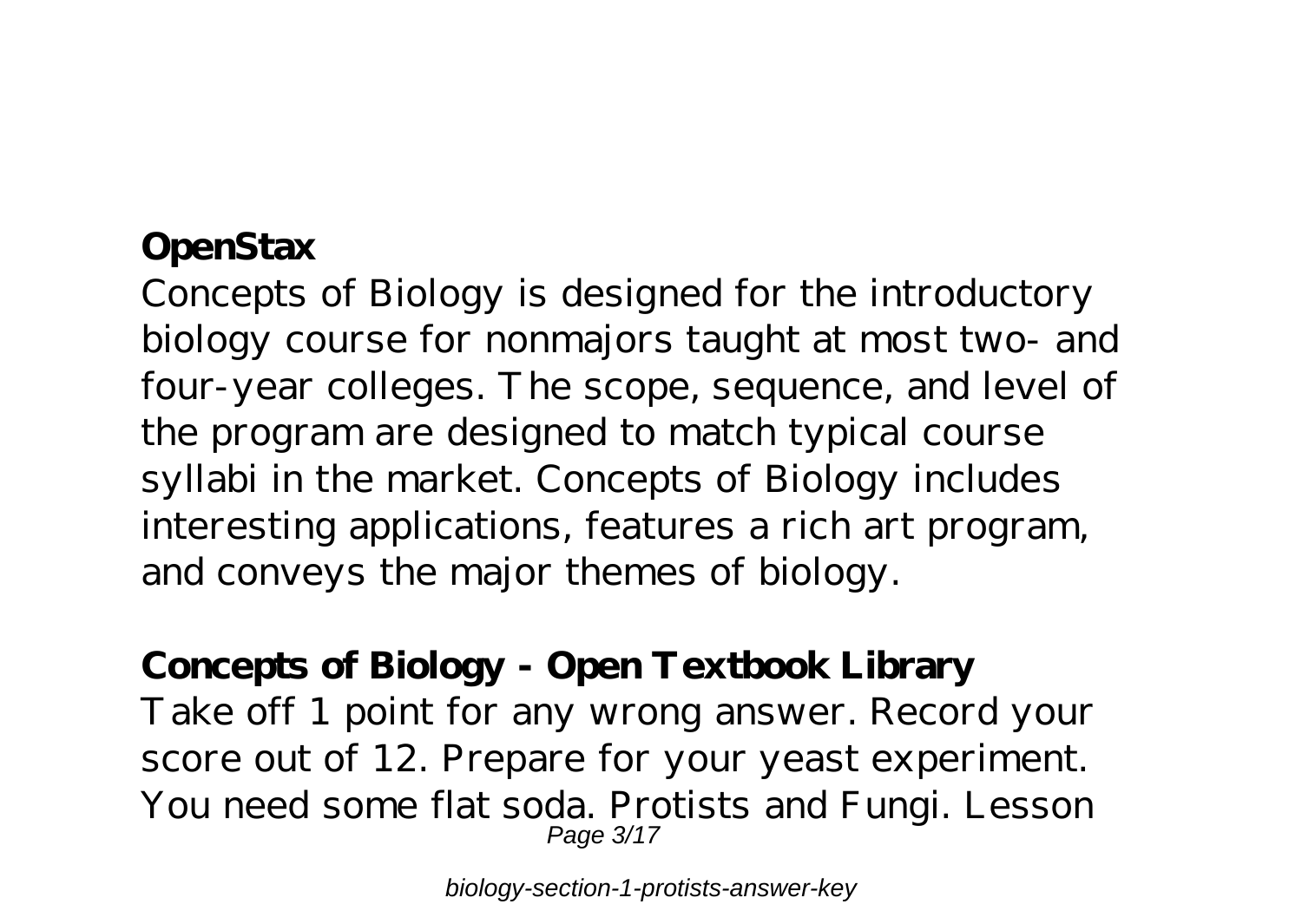**OpenStax**

Concepts of Biology is designed for the introductory biology course for nonmajors taught at most two- and four-year colleges. The scope, sequence, and level of the program are designed to match typical course syllabi in the market. Concepts of Biology includes interesting applications, features a rich art program, and conveys the major themes of biology.

**Concepts of Biology - Open Textbook Library**

Take off 1 point for any wrong answer. Record your score out of 12. Prepare for your yeast experiment. You need some flat soda. Protists and Fungi. Lesson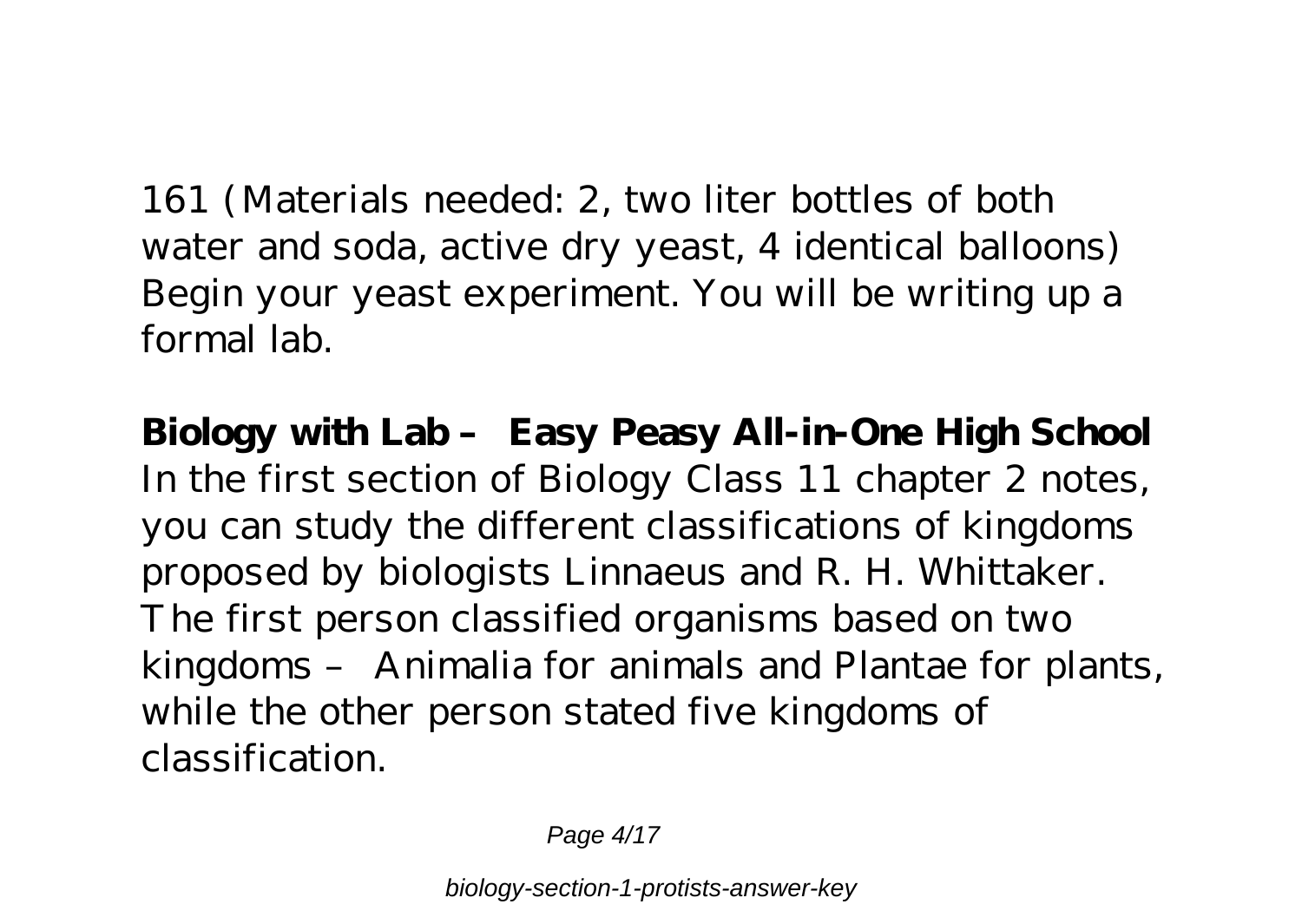161 (Materials needed: 2, two liter bottles of both water and soda, active dry yeast, 4 identical balloons) Begin your yeast experiment. You will be writing up a formal lab.

**Biology with Lab – Easy Peasy All-in-One High School**

In the first section of Biology Class 11 chapter 2 notes, you can study the different classifications of kingdoms proposed by biologists Linnaeus and R. H. Whittaker. The first person classified organisms based on two kingdoms – Animalia for animals and Plantae for plants, while the other person stated five kingdoms of classification.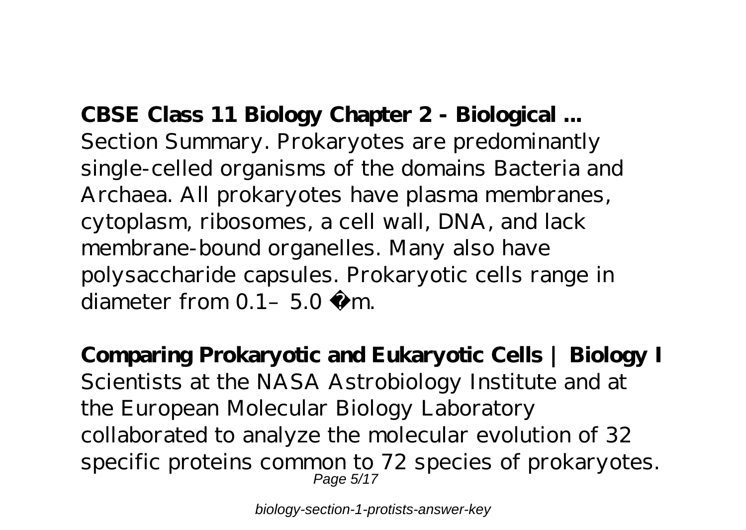**CBSE Class 11 Biology Chapter 2 - Biological ...**
Section Summary. Prokaryotes are predominantly single-celled organisms of the domains Bacteria and Archaea. All prokaryotes have plasma membranes, cytoplasm, ribosomes, a cell wall, DNA, and lack membrane-bound organelles. Many also have polysaccharide capsules. Prokaryotic cells range in diameter from 0.1– 5.0 �m.

**Comparing Prokaryotic and Eukaryotic Cells | Biology I**
Scientists at the NASA Astrobiology Institute and at the European Molecular Biology Laboratory collaborated to analyze the molecular evolution of 32 specific proteins common to 72 species of prokaryotes.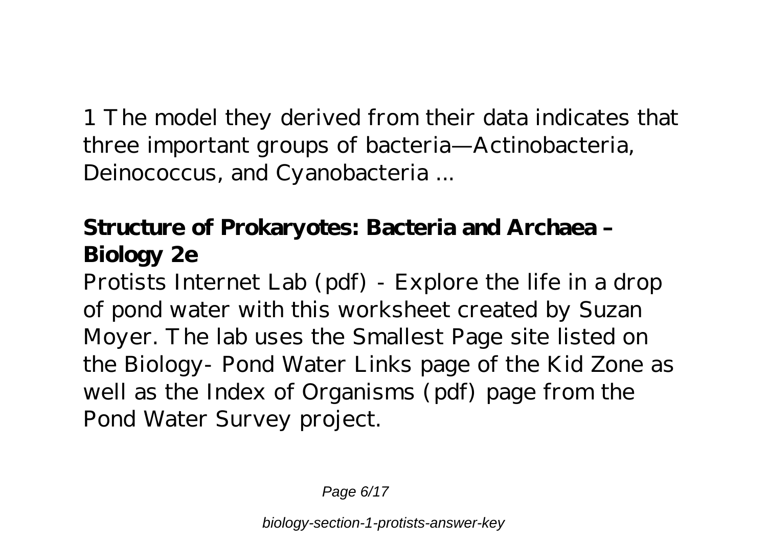1 The model they derived from their data indicates that three important groups of bacteria—Actinobacteria, Deinococcus, and Cyanobacteria ...

## Structure of Prokaryotes: Bacteria and Archaea – Biology 2e

Protists Internet Lab (pdf) - Explore the life in a drop of pond water with this worksheet created by Suzan Moyer. The lab uses the Smallest Page site listed on the Biology- Pond Water Links page of the Kid Zone as well as the Index of Organisms (pdf) page from the Pond Water Survey project.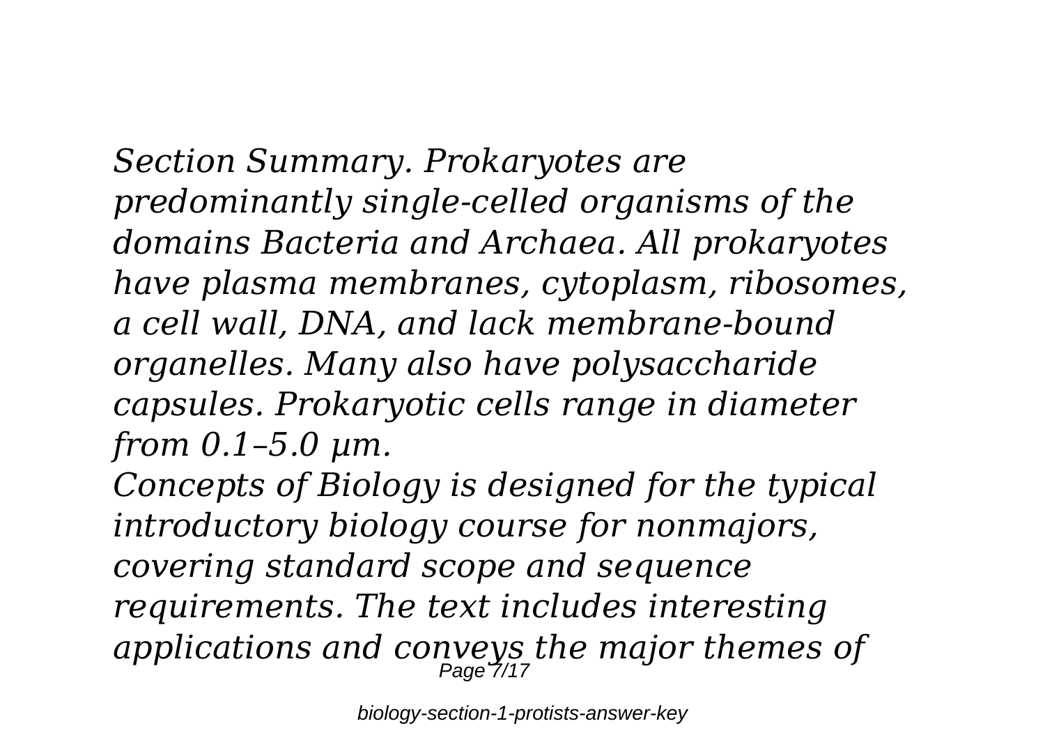*Section Summary. Prokaryotes are predominantly single-celled organisms of the domains Bacteria and Archaea. All prokaryotes have plasma membranes, cytoplasm, ribosomes, a cell wall, DNA, and lack membrane-bound organelles. Many also have polysaccharide capsules. Prokaryotic cells range in diameter from 0.1–5.0 μm.*

*Concepts of Biology is designed for the typical introductory biology course for nonmajors, covering standard scope and sequence requirements. The text includes interesting applications and conveys the major themes of*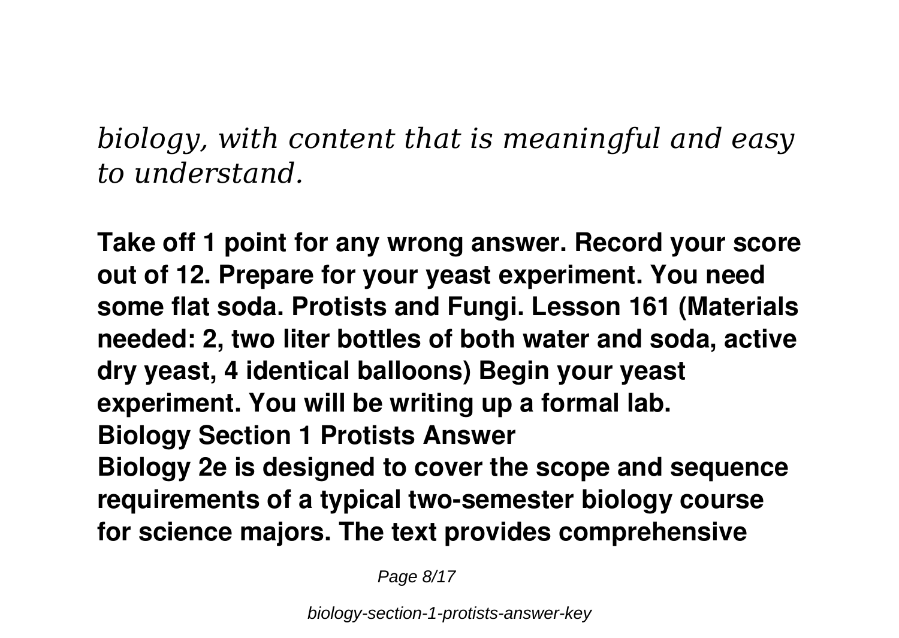*biology, with content that is meaningful and easy to understand.*

**Take off 1 point for any wrong answer. Record your score out of 12. Prepare for your yeast experiment. You need some flat soda. Protists and Fungi. Lesson 161 (Materials needed: 2, two liter bottles of both water and soda, active dry yeast, 4 identical balloons) Begin your yeast experiment. You will be writing up a formal lab.**

**Biology Section 1 Protists Answer**

**Biology 2e is designed to cover the scope and sequence requirements of a typical two-semester biology course for science majors. The text provides comprehensive**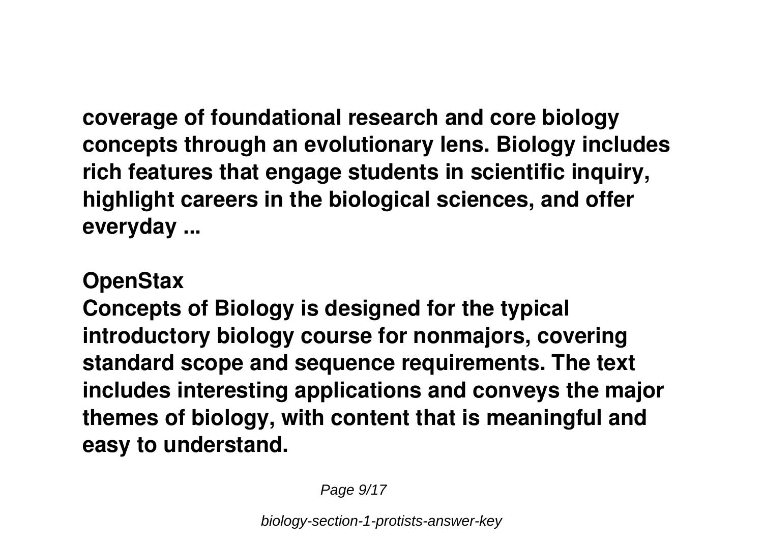**coverage of foundational research and core biology concepts through an evolutionary lens. Biology includes rich features that engage students in scientific inquiry, highlight careers in the biological sciences, and offer everyday ...**

**OpenStax**

**Concepts of Biology is designed for the typical introductory biology course for nonmajors, covering standard scope and sequence requirements. The text includes interesting applications and conveys the major themes of biology, with content that is meaningful and easy to understand.**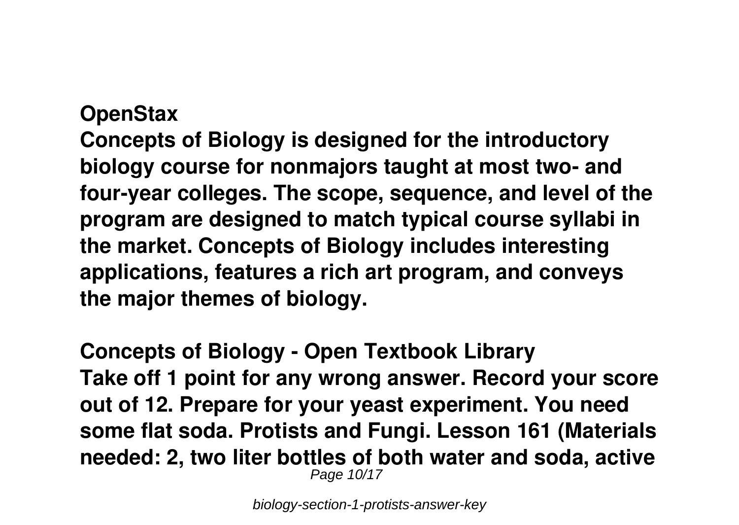**OpenStax**

**Concepts of Biology is designed for the introductory biology course for nonmajors taught at most two- and four-year colleges. The scope, sequence, and level of the program are designed to match typical course syllabi in the market. Concepts of Biology includes interesting applications, features a rich art program, and conveys the major themes of biology.**

**Concepts of Biology - Open Textbook Library**

**Take off 1 point for any wrong answer. Record your score out of 12. Prepare for your yeast experiment. You need some flat soda. Protists and Fungi. Lesson 161 (Materials needed: 2, two liter bottles of both water and soda, active**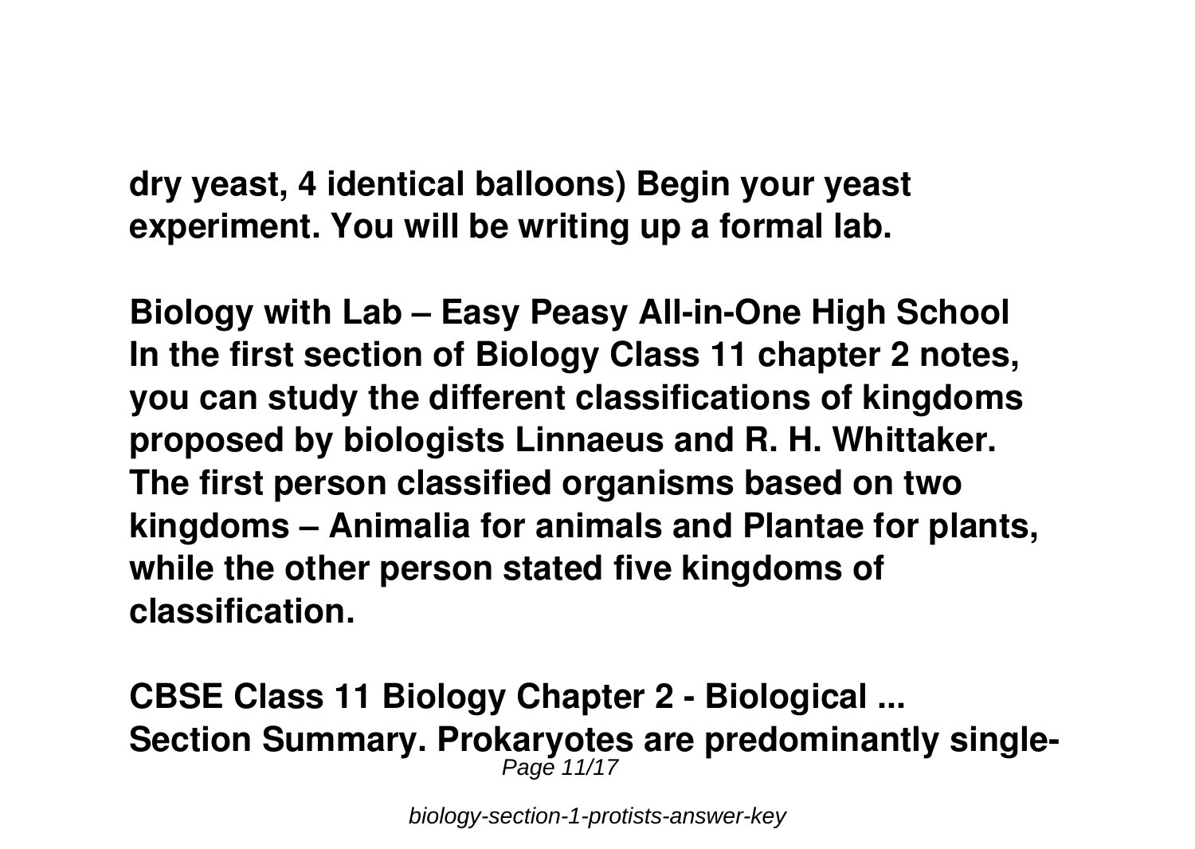**dry yeast, 4 identical balloons) Begin your yeast experiment. You will be writing up a formal lab.**

**Biology with Lab – Easy Peasy All-in-One High School**
**In the first section of Biology Class 11 chapter 2 notes, you can study the different classifications of kingdoms proposed by biologists Linnaeus and R. H. Whittaker. The first person classified organisms based on two kingdoms – Animalia for animals and Plantae for plants, while the other person stated five kingdoms of classification.**

**CBSE Class 11 Biology Chapter 2 - Biological ...**
**Section Summary. Prokaryotes are predominantly single-**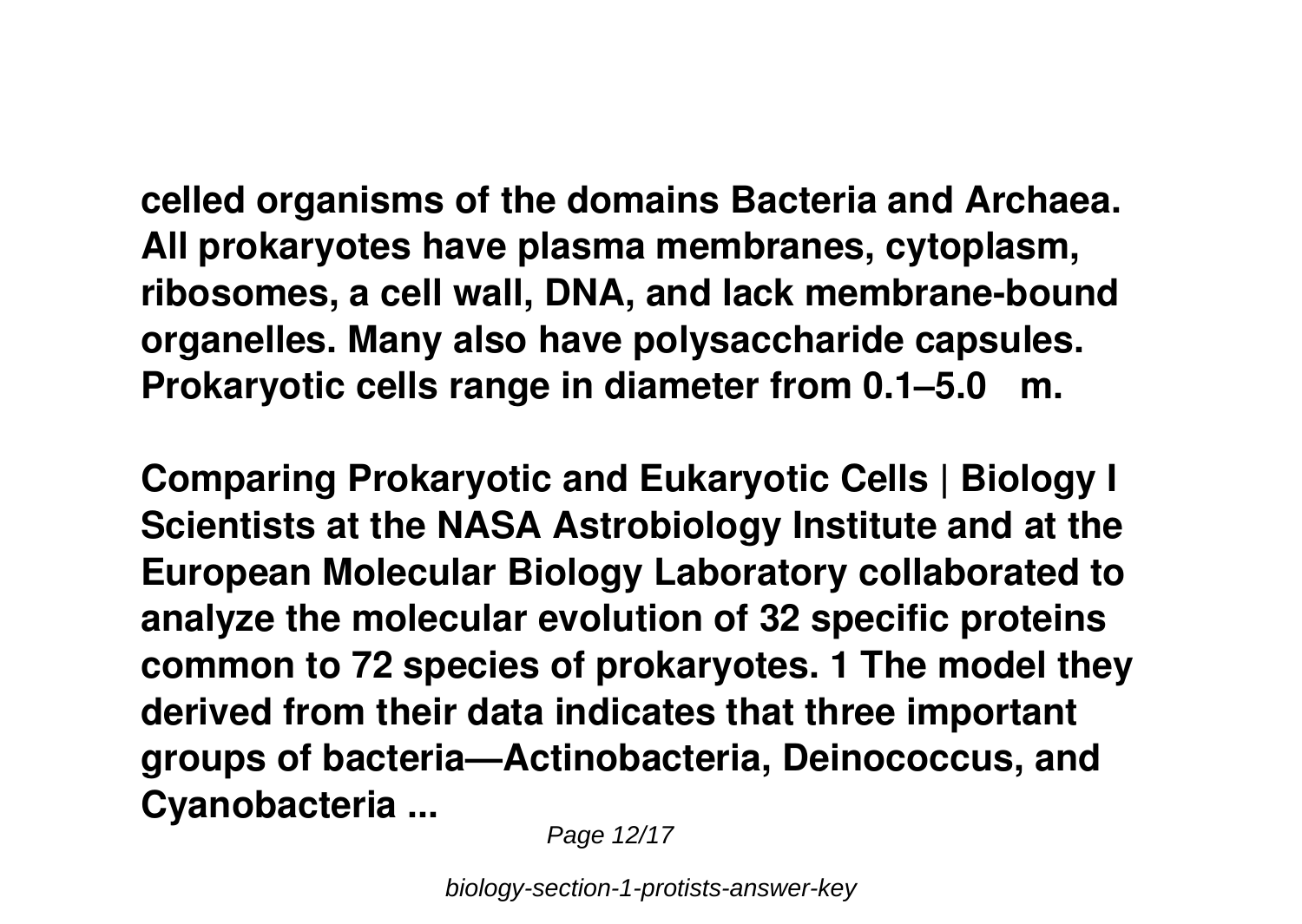**celled organisms of the domains Bacteria and Archaea. All prokaryotes have plasma membranes, cytoplasm, ribosomes, a cell wall, DNA, and lack membrane-bound organelles. Many also have polysaccharide capsules. Prokaryotic cells range in diameter from 0.1–5.0   m.**

**Comparing Prokaryotic and Eukaryotic Cells | Biology I Scientists at the NASA Astrobiology Institute and at the European Molecular Biology Laboratory collaborated to analyze the molecular evolution of 32 specific proteins common to 72 species of prokaryotes. 1 The model they derived from their data indicates that three important groups of bacteria—Actinobacteria, Deinococcus, and Cyanobacteria ...**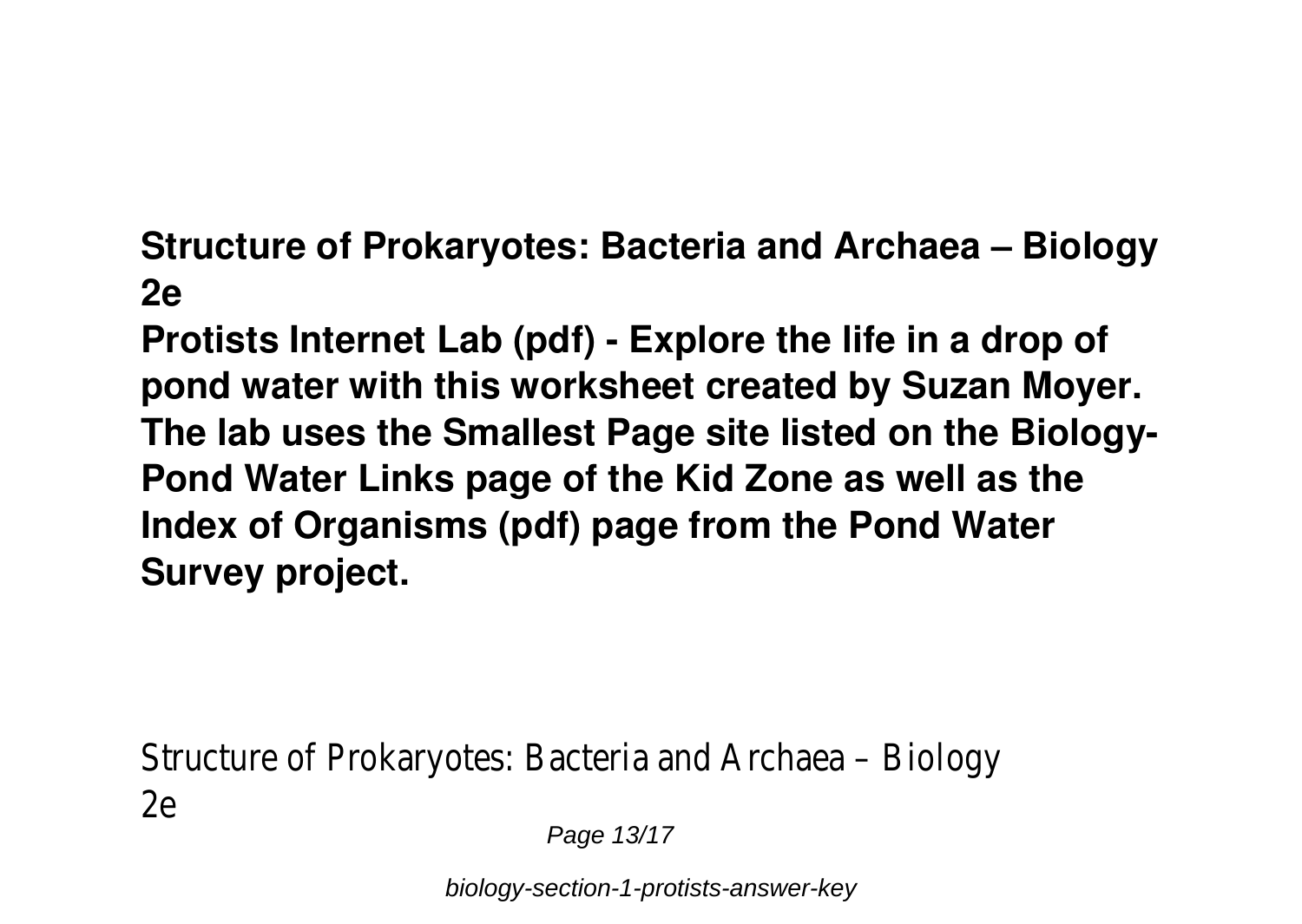**Structure of Prokaryotes: Bacteria and Archaea – Biology 2e**

**Protists Internet Lab (pdf) - Explore the life in a drop of pond water with this worksheet created by Suzan Moyer. The lab uses the Smallest Page site listed on the Biology-Pond Water Links page of the Kid Zone as well as the Index of Organisms (pdf) page from the Pond Water Survey project.**

Structure of Prokaryotes: Bacteria and Archaea – Biology 2e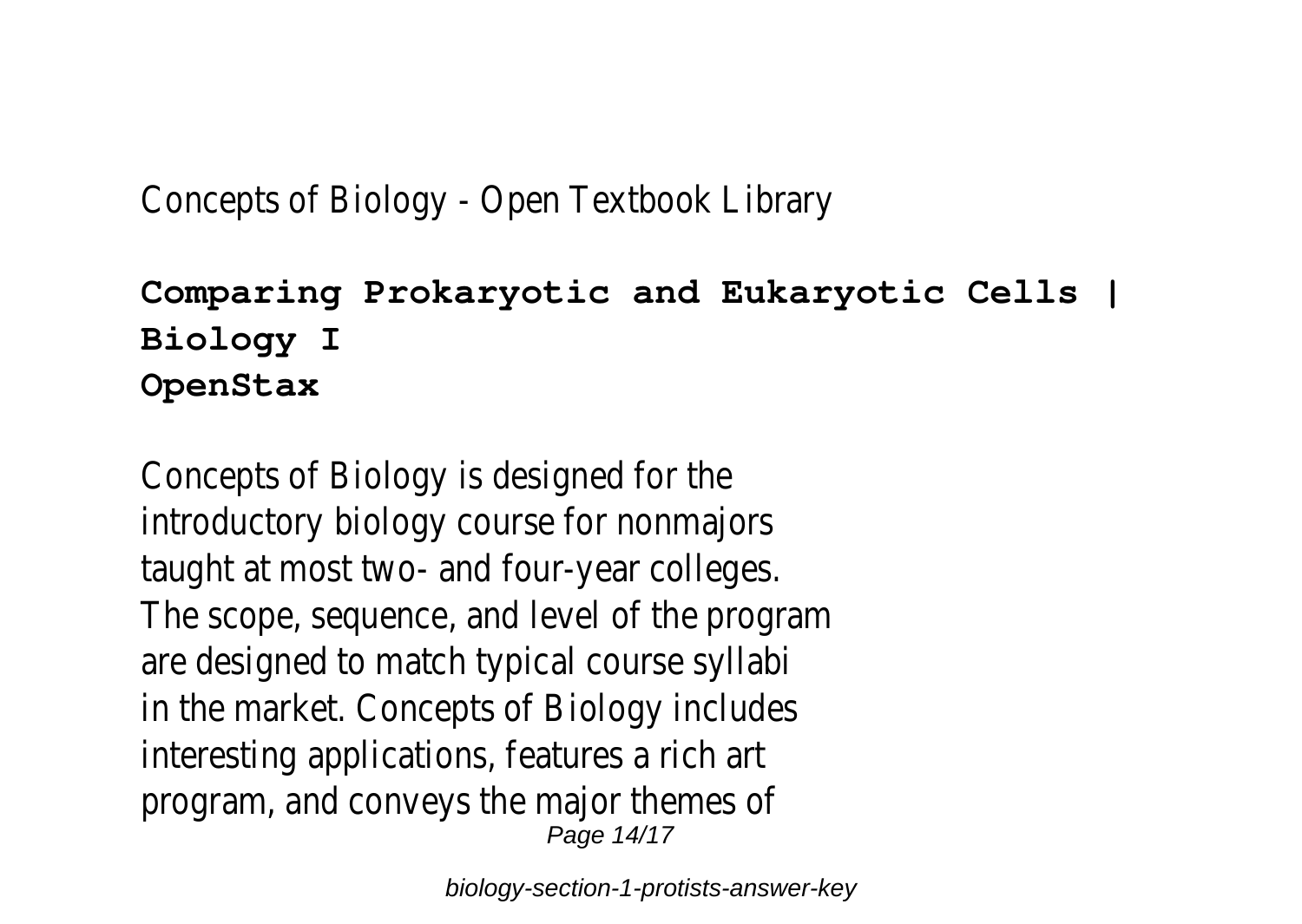Concepts of Biology - Open Textbook Library

**Comparing Prokaryotic and Eukaryotic Cells | Biology I**
**OpenStax**

Concepts of Biology is designed for the introductory biology course for nonmajors taught at most two- and four-year colleges. The scope, sequence, and level of the program are designed to match typical course syllabi in the market. Concepts of Biology includes interesting applications, features a rich art program, and conveys the major themes of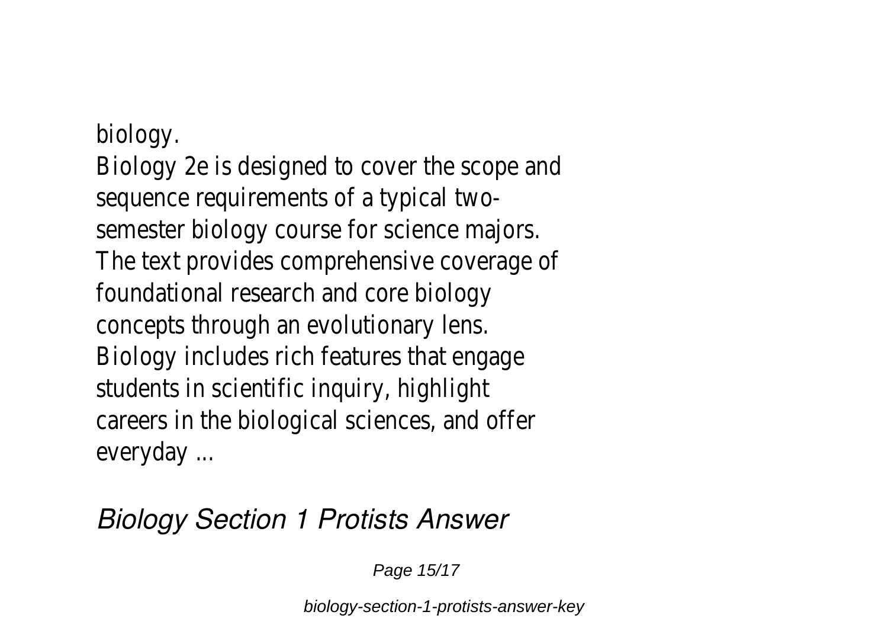biology.

Biology 2e is designed to cover the scope and sequence requirements of a typical two-semester biology course for science majors. The text provides comprehensive coverage of foundational research and core biology concepts through an evolutionary lens. Biology includes rich features that engage students in scientific inquiry, highlight careers in the biological sciences, and offer everyday ...

## *Biology Section 1 Protists Answer*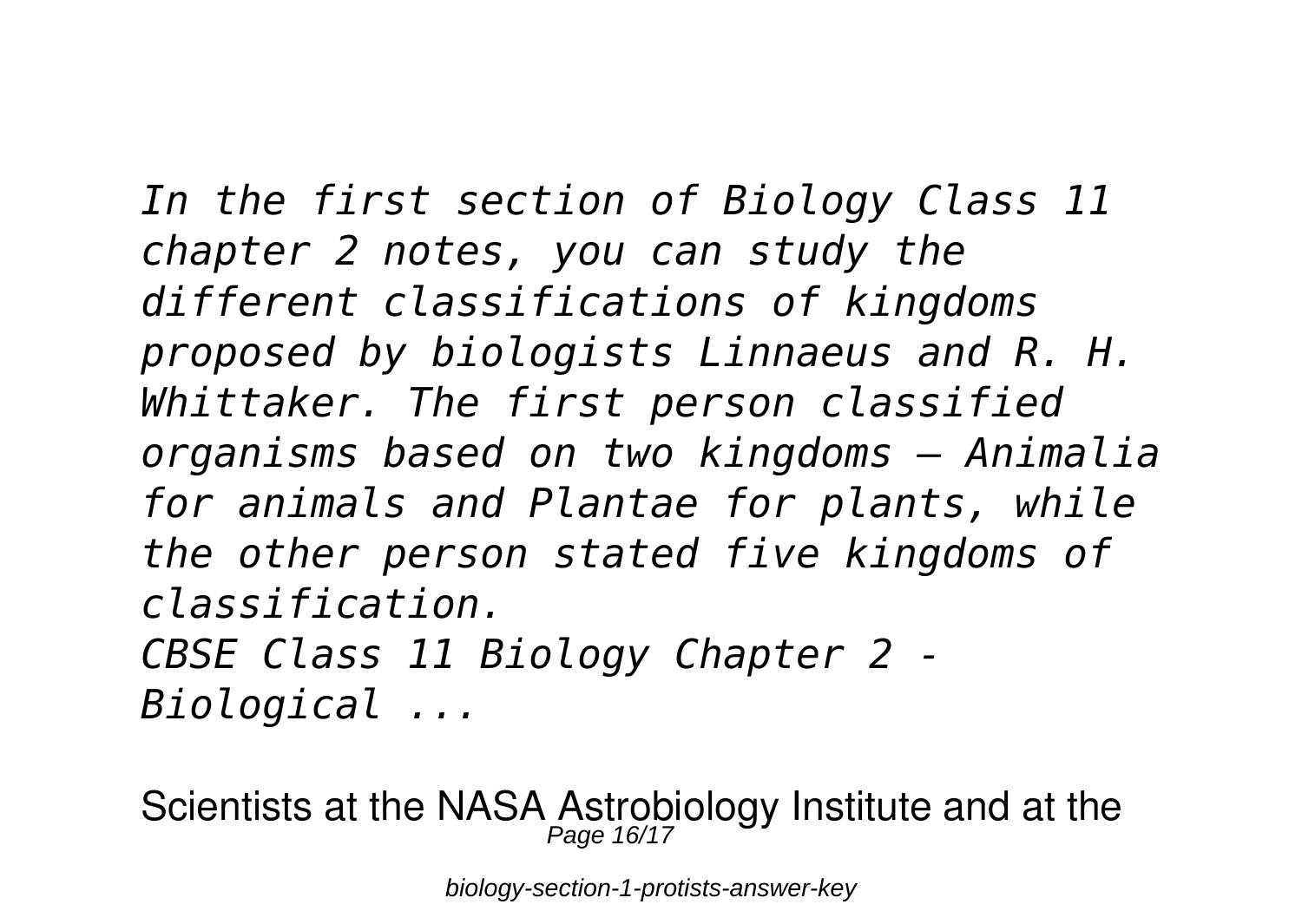*In the first section of Biology Class 11 chapter 2 notes, you can study the different classifications of kingdoms proposed by biologists Linnaeus and R. H. Whittaker. The first person classified organisms based on two kingdoms – Animalia for animals and Plantae for plants, while the other person stated five kingdoms of classification.*

*CBSE Class 11 Biology Chapter 2 - Biological ...*

Scientists at the NASA Astrobiology Institute and at the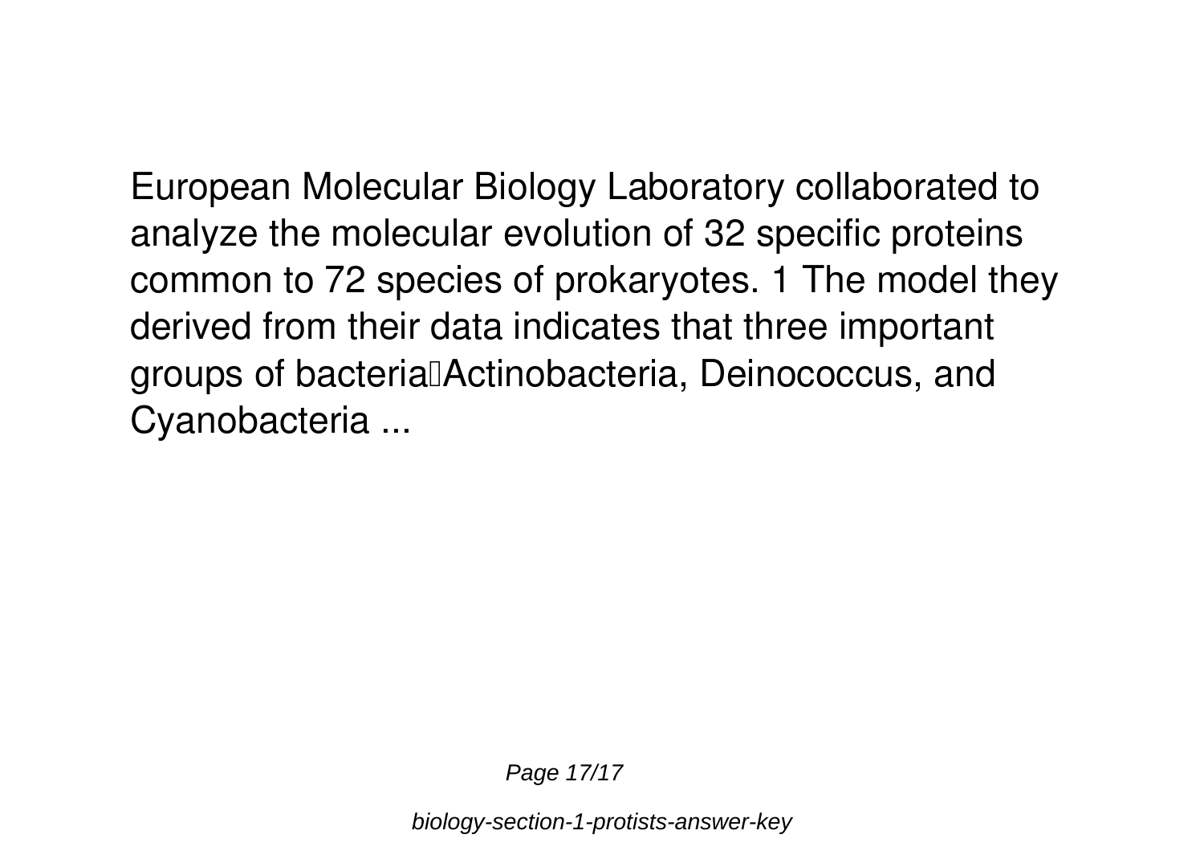European Molecular Biology Laboratory collaborated to analyze the molecular evolution of 32 specific proteins common to 72 species of prokaryotes. 1 The model they derived from their data indicates that three important groups of bacteria�Actinobacteria, Deinococcus, and Cyanobacteria ...